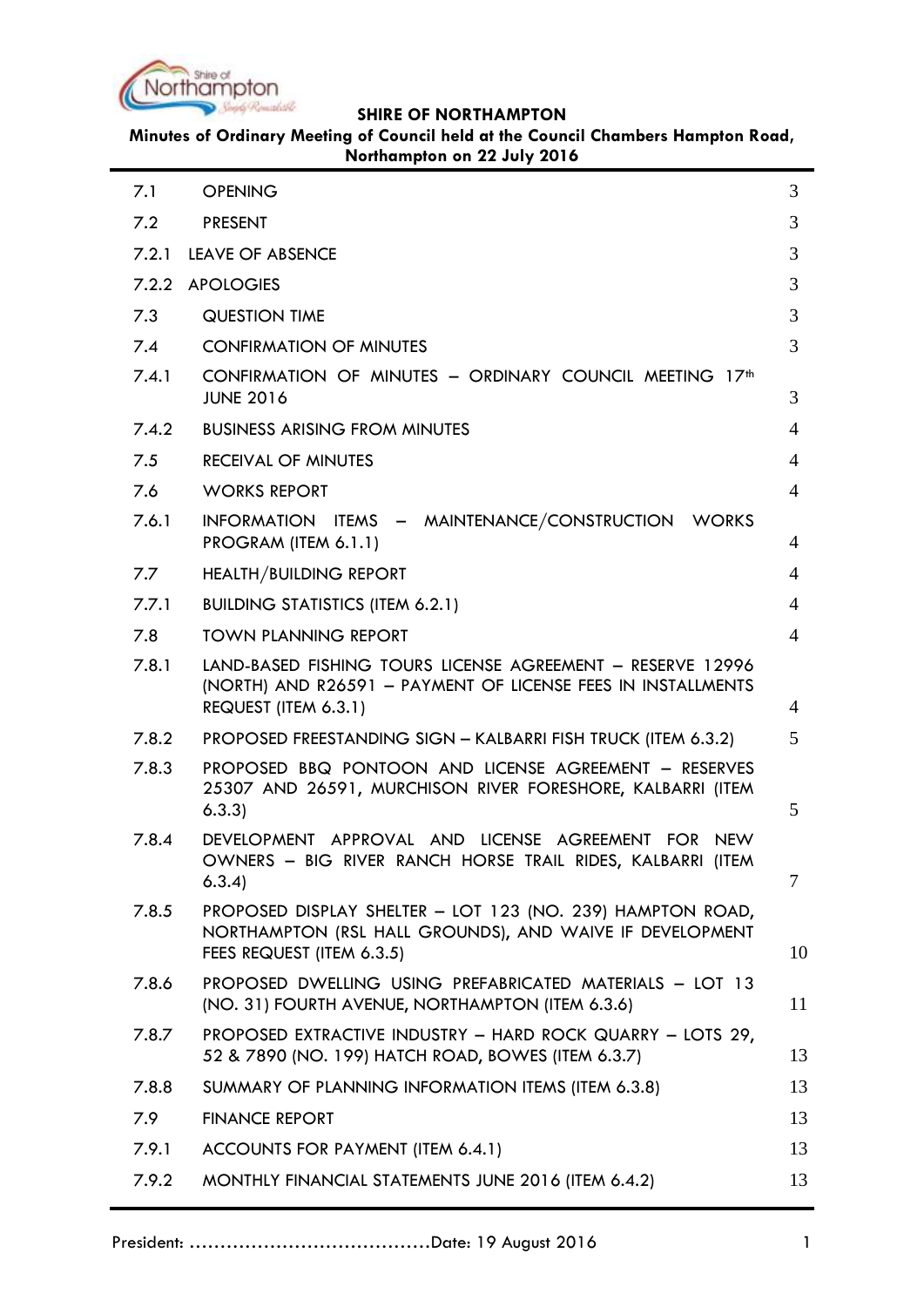**SHIRE OF NORTHAMPTON**

**Minutes of Ordinary Meeting of Council held at the Council Chambers Hampton Road, Northampton on 22 July 2016**

| | | |
|---|---|---|
| 7.1 | OPENING | 3 |
| 7.2 | PRESENT | 3 |
| 7.2.1 | LEAVE OF ABSENCE | 3 |
| 7.2.2 | APOLOGIES | 3 |
| 7.3 | QUESTION TIME | 3 |
| 7.4 | CONFIRMATION OF MINUTES | 3 |
| 7.4.1 | CONFIRMATION OF MINUTES – ORDINARY COUNCIL MEETING 17th JUNE 2016 | 3 |
| 7.4.2 | BUSINESS ARISING FROM MINUTES | 4 |
| 7.5 | RECEIVAL OF MINUTES | 4 |
| 7.6 | WORKS REPORT | 4 |
| 7.6.1 | INFORMATION ITEMS – MAINTENANCE/CONSTRUCTION WORKS PROGRAM (ITEM 6.1.1) | 4 |
| 7.7 | HEALTH/BUILDING REPORT | 4 |
| 7.7.1 | BUILDING STATISTICS (ITEM 6.2.1) | 4 |
| 7.8 | TOWN PLANNING REPORT | 4 |
| 7.8.1 | LAND-BASED FISHING TOURS LICENSE AGREEMENT – RESERVE 12996 (NORTH) AND R26591 – PAYMENT OF LICENSE FEES IN INSTALLMENTS REQUEST (ITEM 6.3.1) | 4 |
| 7.8.2 | PROPOSED FREESTANDING SIGN – KALBARRI FISH TRUCK (ITEM 6.3.2) | 5 |
| 7.8.3 | PROPOSED BBQ PONTOON AND LICENSE AGREEMENT – RESERVES 25307 AND 26591, MURCHISON RIVER FORESHORE, KALBARRI (ITEM 6.3.3) | 5 |
| 7.8.4 | DEVELOPMENT APPROVAL AND LICENSE AGREEMENT FOR NEW OWNERS – BIG RIVER RANCH HORSE TRAIL RIDES, KALBARRI (ITEM 6.3.4) | 7 |
| 7.8.5 | PROPOSED DISPLAY SHELTER – LOT 123 (NO. 239) HAMPTON ROAD, NORTHAMPTON (RSL HALL GROUNDS), AND WAIVE IF DEVELOPMENT FEES REQUEST (ITEM 6.3.5) | 10 |
| 7.8.6 | PROPOSED DWELLING USING PREFABRICATED MATERIALS – LOT 13 (NO. 31) FOURTH AVENUE, NORTHAMPTON (ITEM 6.3.6) | 11 |
| 7.8.7 | PROPOSED EXTRACTIVE INDUSTRY – HARD ROCK QUARRY – LOTS 29, 52 & 7890 (NO. 199) HATCH ROAD, BOWES (ITEM 6.3.7) | 13 |
| 7.8.8 | SUMMARY OF PLANNING INFORMATION ITEMS (ITEM 6.3.8) | 13 |
| 7.9 | FINANCE REPORT | 13 |
| 7.9.1 | ACCOUNTS FOR PAYMENT (ITEM 6.4.1) | 13 |
| 7.9.2 | MONTHLY FINANCIAL STATEMENTS JUNE 2016 (ITEM 6.4.2) | 13 |

President: .......................................Date: 19 August 2016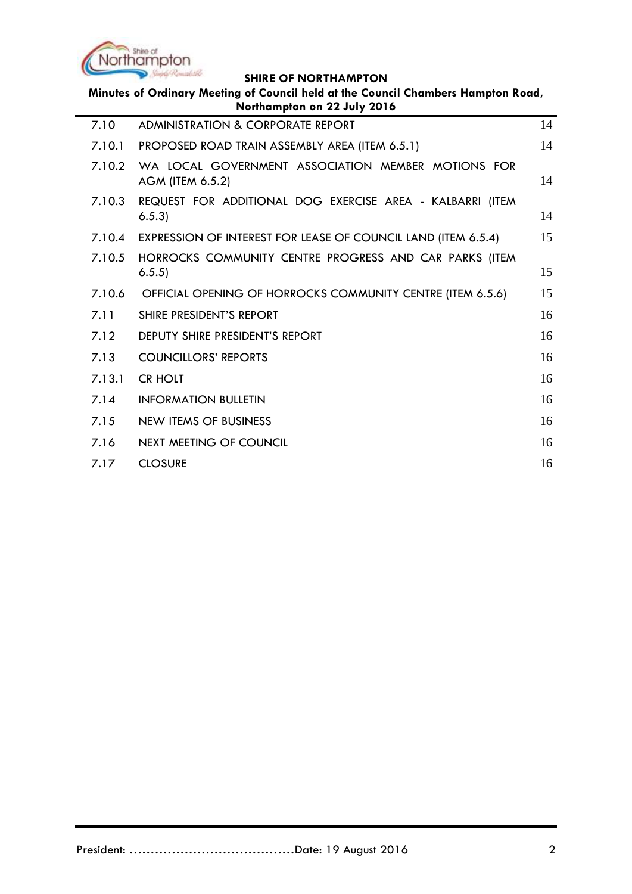| | | |
|---|---|---|
| 7.10 | ADMINISTRATION & CORPORATE REPORT | 14 |
| 7.10.1 | PROPOSED ROAD TRAIN ASSEMBLY AREA (ITEM 6.5.1) | 14 |
| 7.10.2 | WA LOCAL GOVERNMENT ASSOCIATION MEMBER MOTIONS FOR AGM (ITEM 6.5.2) | 14 |
| 7.10.3 | REQUEST FOR ADDITIONAL DOG EXERCISE AREA - KALBARRI (ITEM 6.5.3) | 14 |
| 7.10.4 | EXPRESSION OF INTEREST FOR LEASE OF COUNCIL LAND (ITEM 6.5.4) | 15 |
| 7.10.5 | HORROCKS COMMUNITY CENTRE PROGRESS AND CAR PARKS (ITEM 6.5.5) | 15 |
| 7.10.6 | OFFICIAL OPENING OF HORROCKS COMMUNITY CENTRE (ITEM 6.5.6) | 15 |
| 7.11 | SHIRE PRESIDENT'S REPORT | 16 |
| 7.12 | DEPUTY SHIRE PRESIDENT'S REPORT | 16 |
| 7.13 | COUNCILLORS' REPORTS | 16 |
| 7.13.1 | CR HOLT | 16 |
| 7.14 | INFORMATION BULLETIN | 16 |
| 7.15 | NEW ITEMS OF BUSINESS | 16 |
| 7.16 | NEXT MEETING OF COUNCIL | 16 |
| 7.17 | CLOSURE | 16 |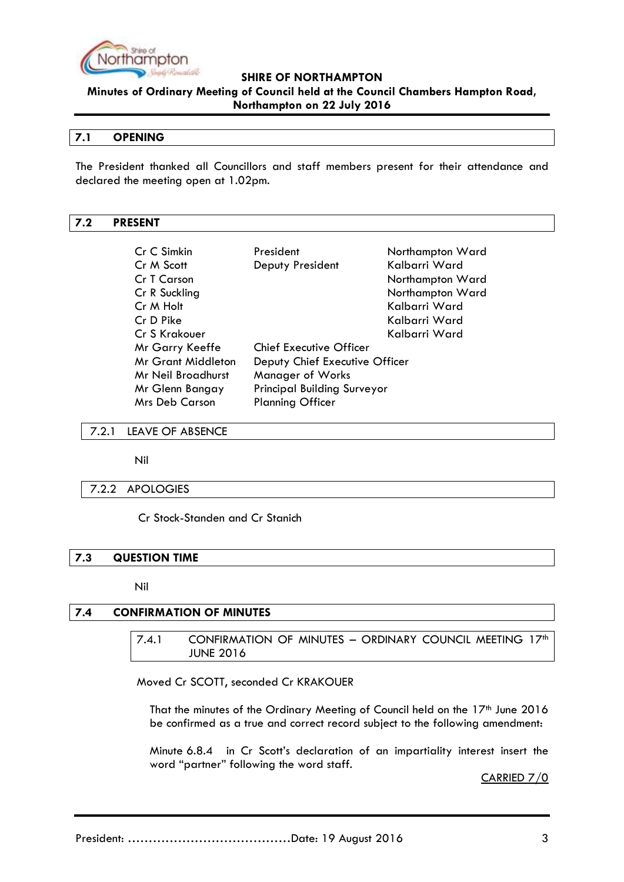## 7.1 OPENING

The President thanked all Councillors and staff members present for their attendance and declared the meeting open at 1.02pm.

## 7.2 PRESENT

| | | |
|---|---|---|
| Cr C Simkin | President | Northampton Ward |
| Cr M Scott | Deputy President | Kalbarri Ward |
| Cr T Carson | | Northampton Ward |
| Cr R Suckling | | Northampton Ward |
| Cr M Holt | | Kalbarri Ward |
| Cr D Pike | | Kalbarri Ward |
| Cr S Krakouer | | Kalbarri Ward |
| Mr Garry Keeffe | Chief Executive Officer | |
| Mr Grant Middleton | Deputy Chief Executive Officer | |
| Mr Neil Broadhurst | Manager of Works | |
| Mr Glenn Bangay | Principal Building Surveyor | |
| Mrs Deb Carson | Planning Officer | |

### 7.2.1 LEAVE OF ABSENCE

Nil

### 7.2.2 APOLOGIES

Cr Stock-Standen and Cr Stanich

## 7.3 QUESTION TIME

Nil

## 7.4 CONFIRMATION OF MINUTES

### 7.4.1 CONFIRMATION OF MINUTES – ORDINARY COUNCIL MEETING 17th JUNE 2016

Moved Cr SCOTT, seconded Cr KRAKOUER

That the minutes of the Ordinary Meeting of Council held on the 17th June 2016 be confirmed as a true and correct record subject to the following amendment:

Minute 6.8.4 in Cr Scott's declaration of an impartiality interest insert the word "partner" following the word staff.

CARRIED 7/0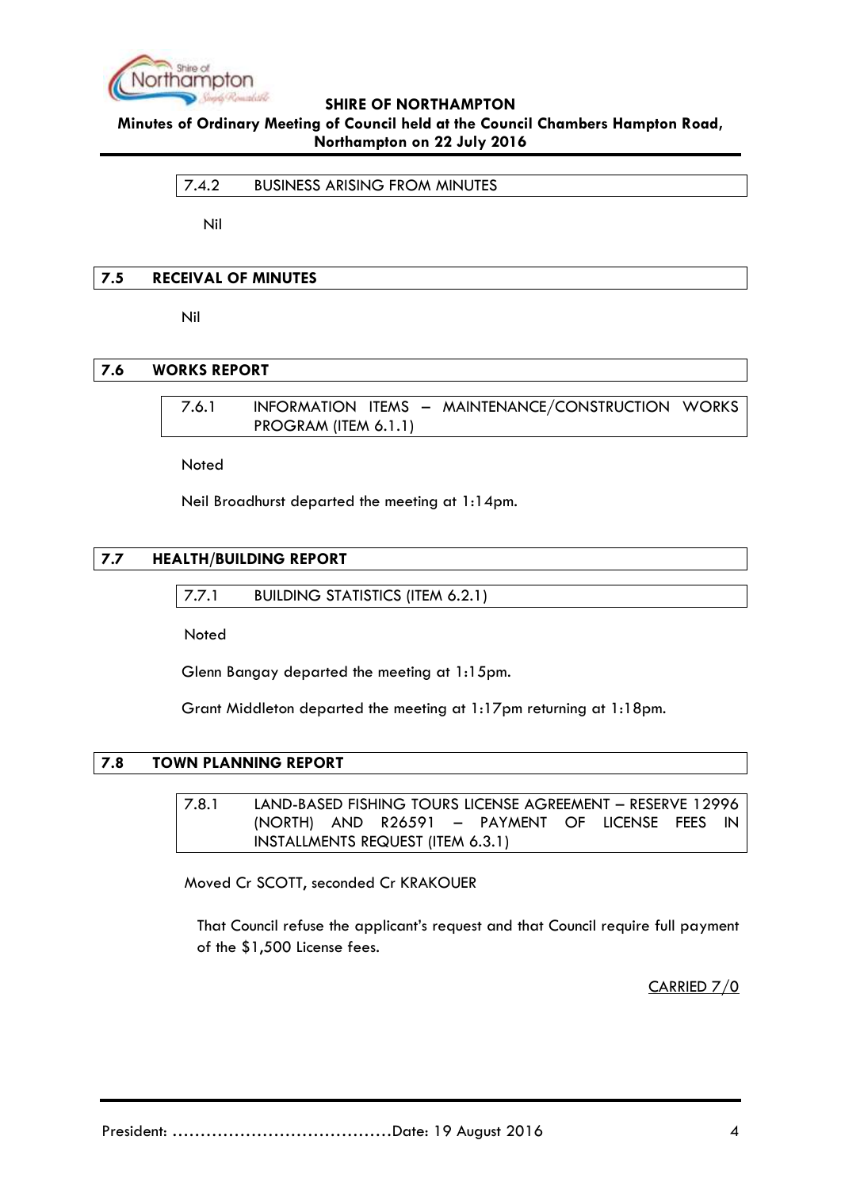### 7.4.2 BUSINESS ARISING FROM MINUTES

Nil

## 7.5 RECEIVAL OF MINUTES

Nil

## 7.6 WORKS REPORT

### 7.6.1 INFORMATION ITEMS – MAINTENANCE/CONSTRUCTION WORKS PROGRAM (ITEM 6.1.1)

Noted

Neil Broadhurst departed the meeting at 1:14pm.

## 7.7 HEALTH/BUILDING REPORT

### 7.7.1 BUILDING STATISTICS (ITEM 6.2.1)

Noted

Glenn Bangay departed the meeting at 1:15pm.

Grant Middleton departed the meeting at 1:17pm returning at 1:18pm.

## 7.8 TOWN PLANNING REPORT

### 7.8.1 LAND-BASED FISHING TOURS LICENSE AGREEMENT – RESERVE 12996 (NORTH) AND R26591 – PAYMENT OF LICENSE FEES IN INSTALLMENTS REQUEST (ITEM 6.3.1)

Moved Cr SCOTT, seconded Cr KRAKOUER

That Council refuse the applicant's request and that Council require full payment of the $1,500 License fees.

CARRIED 7/0

President: ……………………………………Date: 19 August 2016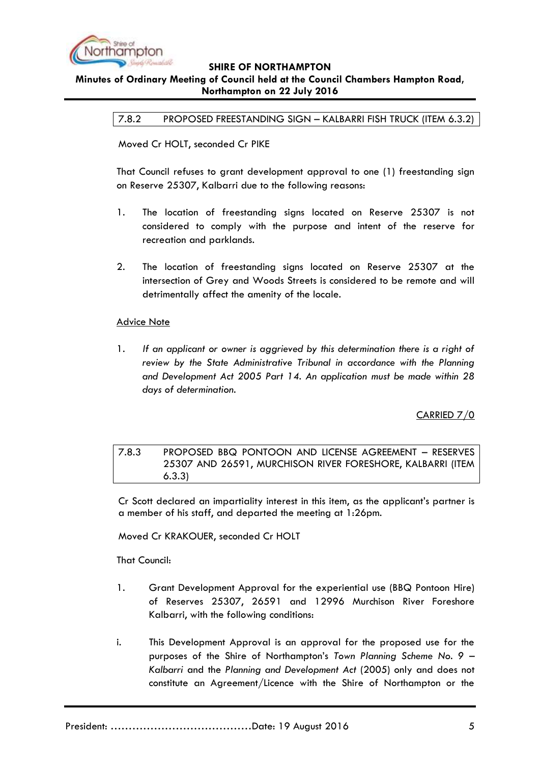### 7.8.2 PROPOSED FREESTANDING SIGN – KALBARRI FISH TRUCK (ITEM 6.3.2)

Moved Cr HOLT, seconded Cr PIKE

That Council refuses to grant development approval to one (1) freestanding sign on Reserve 25307, Kalbarri due to the following reasons:

1. The location of freestanding signs located on Reserve 25307 is not considered to comply with the purpose and intent of the reserve for recreation and parklands.

2. The location of freestanding signs located on Reserve 25307 at the intersection of Grey and Woods Streets is considered to be remote and will detrimentally affect the amenity of the locale.

<u>Advice Note</u>

1. *If an applicant or owner is aggrieved by this determination there is a right of review by the State Administrative Tribunal in accordance with the Planning and Development Act 2005 Part 14. An application must be made within 28 days of determination.*

<u>CARRIED 7/0</u>

### 7.8.3 PROPOSED BBQ PONTOON AND LICENSE AGREEMENT – RESERVES 25307 AND 26591, MURCHISON RIVER FORESHORE, KALBARRI (ITEM 6.3.3)

Cr Scott declared an impartiality interest in this item, as the applicant's partner is a member of his staff, and departed the meeting at 1:26pm.

Moved Cr KRAKOUER, seconded Cr HOLT

That Council:

1. Grant Development Approval for the experiential use (BBQ Pontoon Hire) of Reserves 25307, 26591 and 12996 Murchison River Foreshore Kalbarri, with the following conditions:

i. This Development Approval is an approval for the proposed use for the purposes of the Shire of Northampton's *Town Planning Scheme No. 9 – Kalbarri* and the *Planning and Development Act* (2005) only and does not constitute an Agreement/Licence with the Shire of Northampton or the

President: .......................................Date: 19 August 2016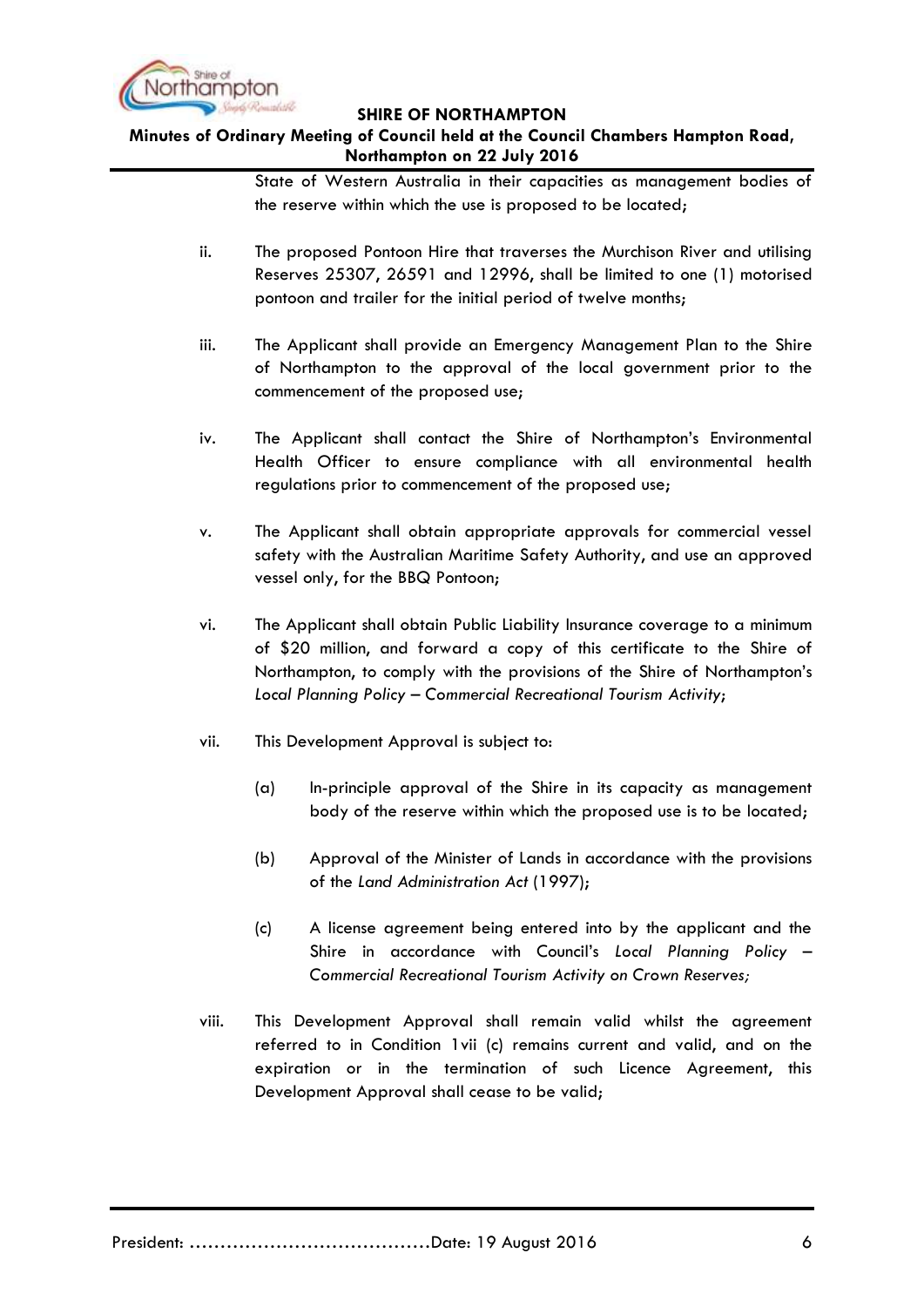State of Western Australia in their capacities as management bodies of the reserve within which the use is proposed to be located;

ii. The proposed Pontoon Hire that traverses the Murchison River and utilising Reserves 25307, 26591 and 12996, shall be limited to one (1) motorised pontoon and trailer for the initial period of twelve months;

iii. The Applicant shall provide an Emergency Management Plan to the Shire of Northampton to the approval of the local government prior to the commencement of the proposed use;

iv. The Applicant shall contact the Shire of Northampton's Environmental Health Officer to ensure compliance with all environmental health regulations prior to commencement of the proposed use;

v. The Applicant shall obtain appropriate approvals for commercial vessel safety with the Australian Maritime Safety Authority, and use an approved vessel only, for the BBQ Pontoon;

vi. The Applicant shall obtain Public Liability Insurance coverage to a minimum of $20 million, and forward a copy of this certificate to the Shire of Northampton, to comply with the provisions of the Shire of Northampton's *Local Planning Policy – Commercial Recreational Tourism Activity*;

vii. This Development Approval is subject to:

   (a) In-principle approval of the Shire in its capacity as management body of the reserve within which the proposed use is to be located;

   (b) Approval of the Minister of Lands in accordance with the provisions of the *Land Administration Act* (1997);

   (c) A license agreement being entered into by the applicant and the Shire in accordance with Council's *Local Planning Policy – Commercial Recreational Tourism Activity on Crown Reserves;*

viii. This Development Approval shall remain valid whilst the agreement referred to in Condition 1vii (c) remains current and valid, and on the expiration or in the termination of such Licence Agreement, this Development Approval shall cease to be valid;

President: …………………………………Date: 19 August 2016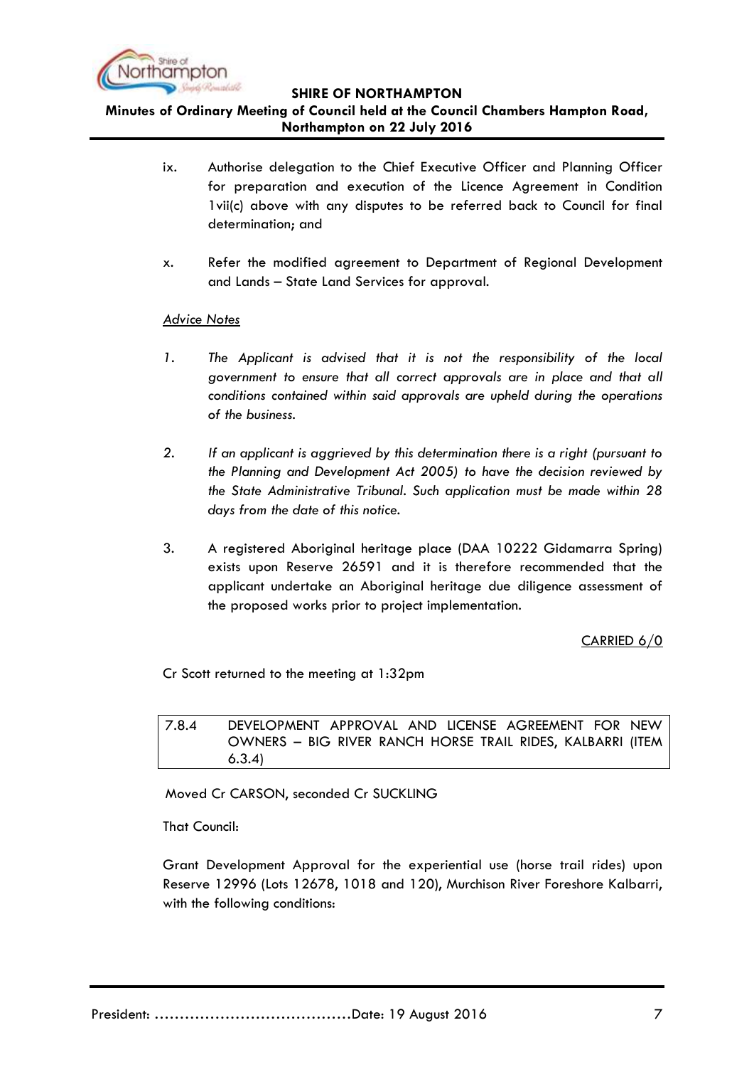ix. Authorise delegation to the Chief Executive Officer and Planning Officer for preparation and execution of the Licence Agreement in Condition 1vii(c) above with any disputes to be referred back to Council for final determination; and

x. Refer the modified agreement to Department of Regional Development and Lands – State Land Services for approval.

<u>*Advice Notes*</u>

1. *The Applicant is advised that it is not the responsibility of the local government to ensure that all correct approvals are in place and that all conditions contained within said approvals are upheld during the operations of the business.*

2. *If an applicant is aggrieved by this determination there is a right (pursuant to the Planning and Development Act 2005) to have the decision reviewed by the State Administrative Tribunal. Such application must be made within 28 days from the date of this notice.*

3. A registered Aboriginal heritage place (DAA 10222 Gidamarra Spring) exists upon Reserve 26591 and it is therefore recommended that the applicant undertake an Aboriginal heritage due diligence assessment of the proposed works prior to project implementation.

<u>CARRIED 6/0</u>

Cr Scott returned to the meeting at 1:32pm

## 7.8.4 DEVELOPMENT APPROVAL AND LICENSE AGREEMENT FOR NEW OWNERS – BIG RIVER RANCH HORSE TRAIL RIDES, KALBARRI (ITEM 6.3.4)

Moved Cr CARSON, seconded Cr SUCKLING

That Council:

Grant Development Approval for the experiential use (horse trail rides) upon Reserve 12996 (Lots 12678, 1018 and 120), Murchison River Foreshore Kalbarri, with the following conditions: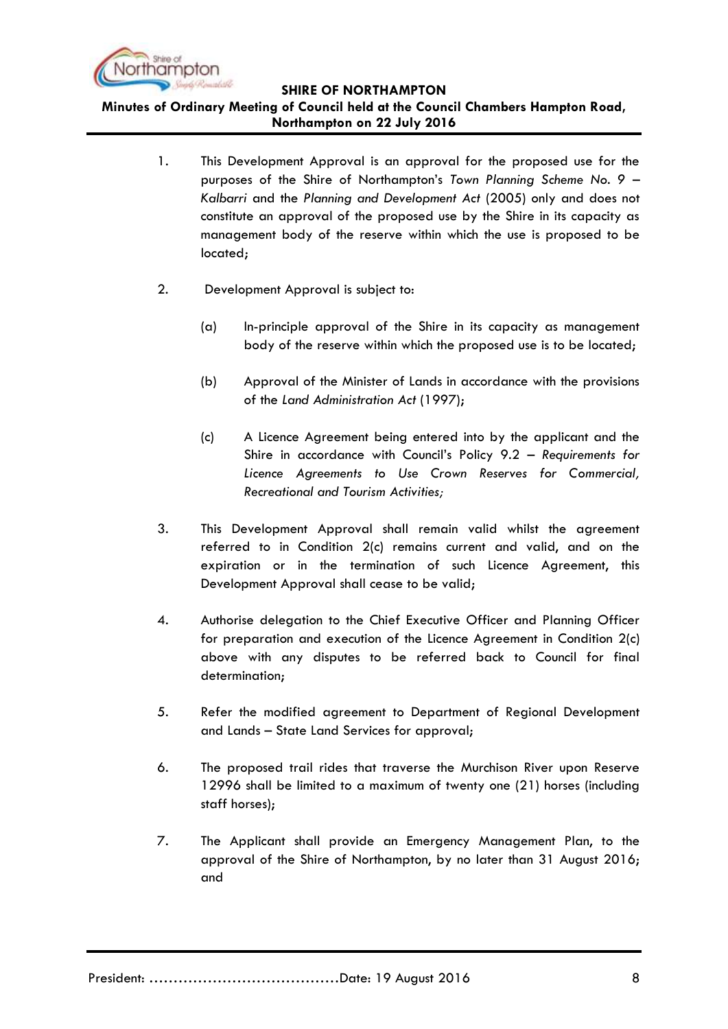1. This Development Approval is an approval for the proposed use for the purposes of the Shire of Northampton's *Town Planning Scheme No. 9 – Kalbarri* and the *Planning and Development Act* (2005) only and does not constitute an approval of the proposed use by the Shire in its capacity as management body of the reserve within which the use is proposed to be located;

2. Development Approval is subject to:

   (a) In-principle approval of the Shire in its capacity as management body of the reserve within which the proposed use is to be located;

   (b) Approval of the Minister of Lands in accordance with the provisions of the *Land Administration Act* (1997);

   (c) A Licence Agreement being entered into by the applicant and the Shire in accordance with Council's Policy 9.2 – *Requirements for Licence Agreements to Use Crown Reserves for Commercial, Recreational and Tourism Activities;*

3. This Development Approval shall remain valid whilst the agreement referred to in Condition 2(c) remains current and valid, and on the expiration or in the termination of such Licence Agreement, this Development Approval shall cease to be valid;

4. Authorise delegation to the Chief Executive Officer and Planning Officer for preparation and execution of the Licence Agreement in Condition 2(c) above with any disputes to be referred back to Council for final determination;

5. Refer the modified agreement to Department of Regional Development and Lands – State Land Services for approval;

6. The proposed trail rides that traverse the Murchison River upon Reserve 12996 shall be limited to a maximum of twenty one (21) horses (including staff horses);

7. The Applicant shall provide an Emergency Management Plan, to the approval of the Shire of Northampton, by no later than 31 August 2016; and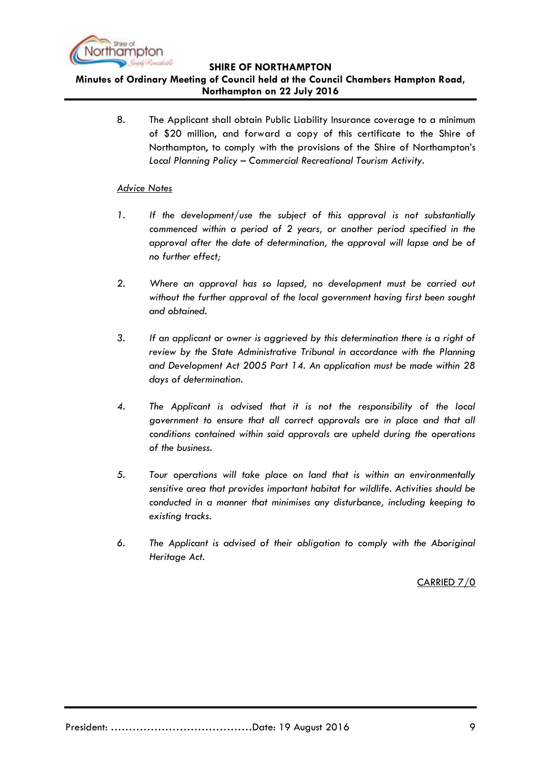8. The Applicant shall obtain Public Liability Insurance coverage to a minimum of $20 million, and forward a copy of this certificate to the Shire of Northampton, to comply with the provisions of the Shire of Northampton's *Local Planning Policy – Commercial Recreational Tourism Activity*.

<u>*Advice Notes*</u>

1. *If the development/use the subject of this approval is not substantially commenced within a period of 2 years, or another period specified in the approval after the date of determination, the approval will lapse and be of no further effect;*

2. *Where an approval has so lapsed, no development must be carried out without the further approval of the local government having first been sought and obtained.*

3. *If an applicant or owner is aggrieved by this determination there is a right of review by the State Administrative Tribunal in accordance with the Planning and Development Act 2005 Part 14. An application must be made within 28 days of determination.*

4. *The Applicant is advised that it is not the responsibility of the local government to ensure that all correct approvals are in place and that all conditions contained within said approvals are upheld during the operations of the business.*

5. *Tour operations will take place on land that is within an environmentally sensitive area that provides important habitat for wildlife. Activities should be conducted in a manner that minimises any disturbance, including keeping to existing tracks.*

6. *The Applicant is advised of their obligation to comply with the Aboriginal Heritage Act.*

<u>CARRIED 7/0</u>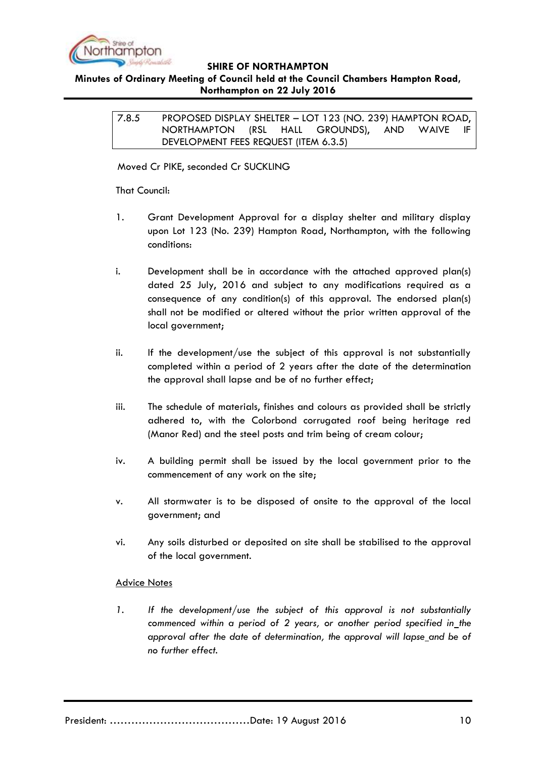## 7.8.5 PROPOSED DISPLAY SHELTER – LOT 123 (NO. 239) HAMPTON ROAD, NORTHAMPTON (RSL HALL GROUNDS), AND WAIVE IF DEVELOPMENT FEES REQUEST (ITEM 6.3.5)

Moved Cr PIKE, seconded Cr SUCKLING

That Council:

1. Grant Development Approval for a display shelter and military display upon Lot 123 (No. 239) Hampton Road, Northampton, with the following conditions:

i. Development shall be in accordance with the attached approved plan(s) dated 25 July, 2016 and subject to any modifications required as a consequence of any condition(s) of this approval. The endorsed plan(s) shall not be modified or altered without the prior written approval of the local government;

ii. If the development/use the subject of this approval is not substantially completed within a period of 2 years after the date of the determination the approval shall lapse and be of no further effect;

iii. The schedule of materials, finishes and colours as provided shall be strictly adhered to, with the Colorbond corrugated roof being heritage red (Manor Red) and the steel posts and trim being of cream colour;

iv. A building permit shall be issued by the local government prior to the commencement of any work on the site;

v. All stormwater is to be disposed of onsite to the approval of the local government; and

vi. Any soils disturbed or deposited on site shall be stabilised to the approval of the local government.

<u>Advice Notes</u>

1. *If the development/use the subject of this approval is not substantially commenced within a period of 2 years, or another period specified in_the approval after the date of determination, the approval will lapse_and be of no further effect.*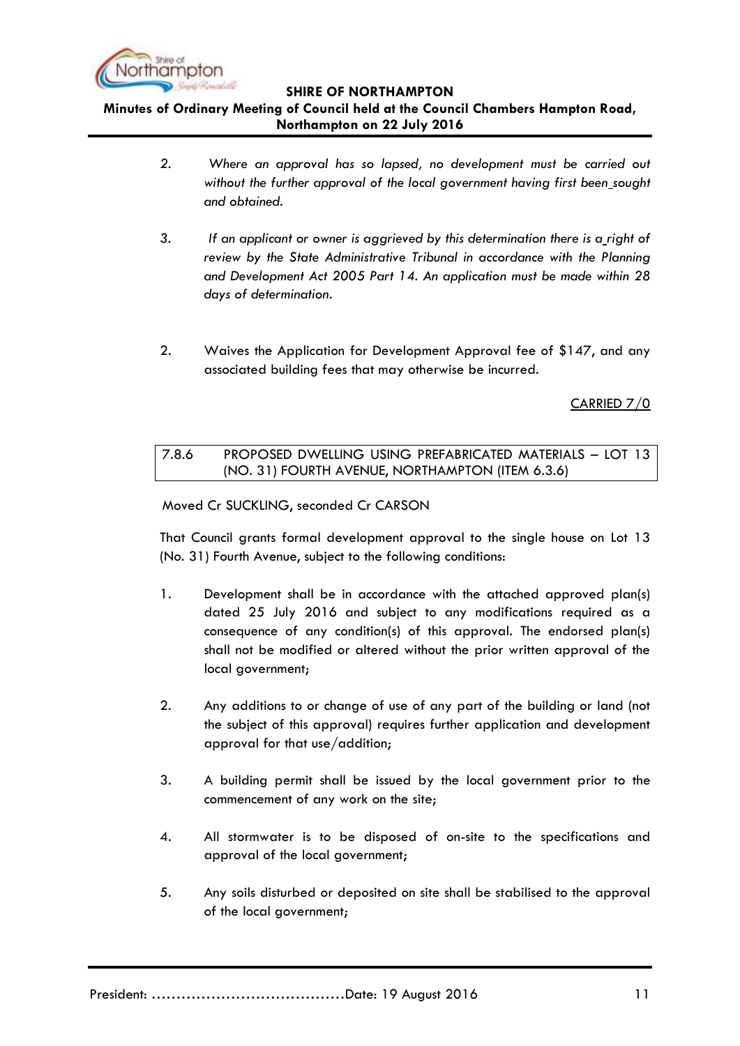2. *Where an approval has so lapsed, no development must be carried out without the further approval of the local government having first been sought and obtained.*

3. *If an applicant or owner is aggrieved by this determination there is a right of review by the State Administrative Tribunal in accordance with the Planning and Development Act 2005 Part 14. An application must be made within 28 days of determination.*

2. Waives the Application for Development Approval fee of $147, and any associated building fees that may otherwise be incurred.

CARRIED 7/0

### 7.8.6 PROPOSED DWELLING USING PREFABRICATED MATERIALS – LOT 13 (NO. 31) FOURTH AVENUE, NORTHAMPTON (ITEM 6.3.6)

Moved Cr SUCKLING, seconded Cr CARSON

That Council grants formal development approval to the single house on Lot 13 (No. 31) Fourth Avenue, subject to the following conditions:

1. Development shall be in accordance with the attached approved plan(s) dated 25 July 2016 and subject to any modifications required as a consequence of any condition(s) of this approval. The endorsed plan(s) shall not be modified or altered without the prior written approval of the local government;

2. Any additions to or change of use of any part of the building or land (not the subject of this approval) requires further application and development approval for that use/addition;

3. A building permit shall be issued by the local government prior to the commencement of any work on the site;

4. All stormwater is to be disposed of on-site to the specifications and approval of the local government;

5. Any soils disturbed or deposited on site shall be stabilised to the approval of the local government;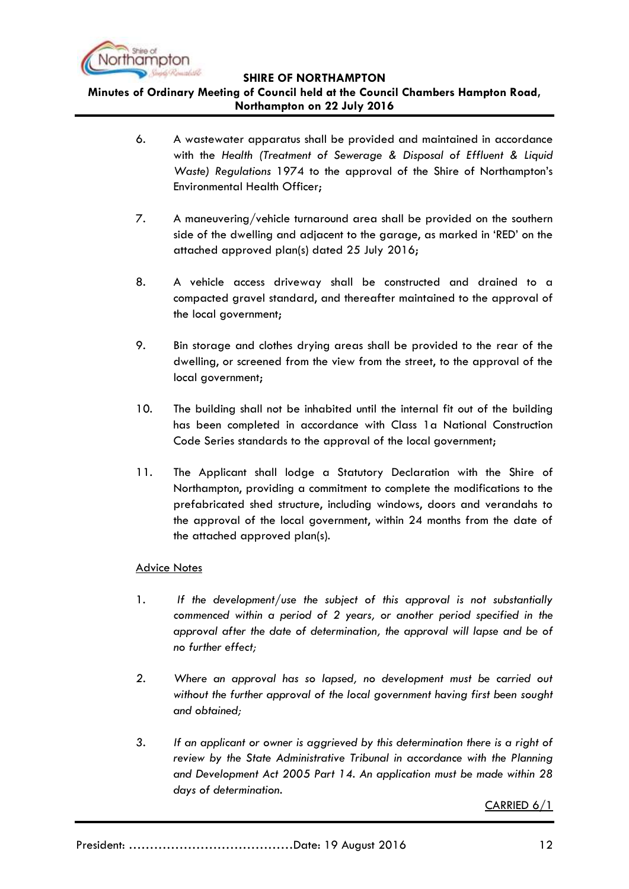6. A wastewater apparatus shall be provided and maintained in accordance with the *Health (Treatment of Sewerage & Disposal of Effluent & Liquid Waste) Regulations* 1974 to the approval of the Shire of Northampton's Environmental Health Officer;

7. A maneuvering/vehicle turnaround area shall be provided on the southern side of the dwelling and adjacent to the garage, as marked in 'RED' on the attached approved plan(s) dated 25 July 2016;

8. A vehicle access driveway shall be constructed and drained to a compacted gravel standard, and thereafter maintained to the approval of the local government;

9. Bin storage and clothes drying areas shall be provided to the rear of the dwelling, or screened from the view from the street, to the approval of the local government;

10. The building shall not be inhabited until the internal fit out of the building has been completed in accordance with Class 1a National Construction Code Series standards to the approval of the local government;

11. The Applicant shall lodge a Statutory Declaration with the Shire of Northampton, providing a commitment to complete the modifications to the prefabricated shed structure, including windows, doors and verandahs to the approval of the local government, within 24 months from the date of the attached approved plan(s).

<u>Advice Notes</u>

1. *If the development/use the subject of this approval is not substantially commenced within a period of 2 years, or another period specified in the approval after the date of determination, the approval will lapse and be of no further effect;*

2. *Where an approval has so lapsed, no development must be carried out without the further approval of the local government having first been sought and obtained;*

3. *If an applicant or owner is aggrieved by this determination there is a right of review by the State Administrative Tribunal in accordance with the Planning and Development Act 2005 Part 14. An application must be made within 28 days of determination.*

<u>CARRIED 6/1</u>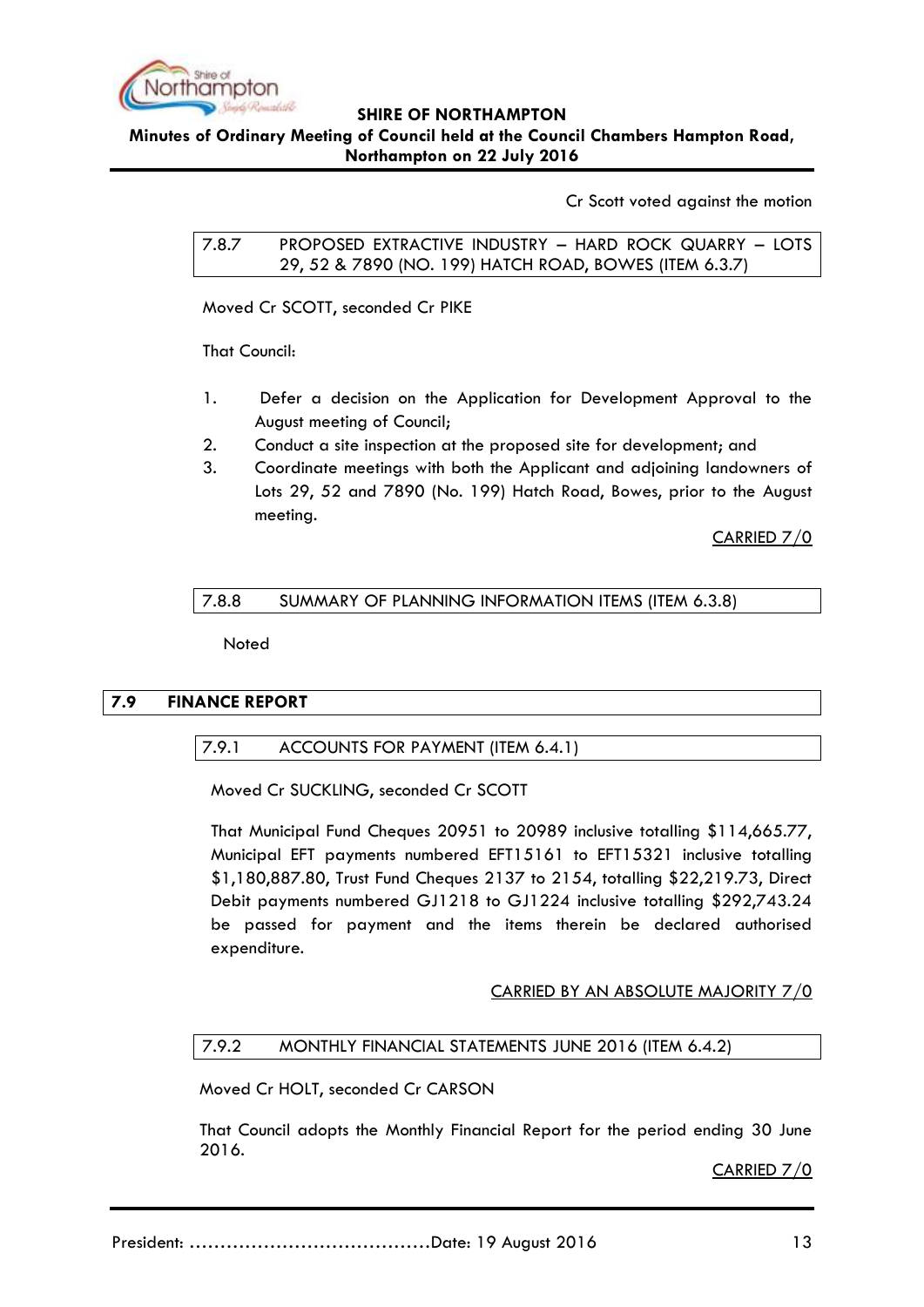Cr Scott voted against the motion

### 7.8.7 PROPOSED EXTRACTIVE INDUSTRY – HARD ROCK QUARRY – LOTS 29, 52 & 7890 (NO. 199) HATCH ROAD, BOWES (ITEM 6.3.7)

Moved Cr SCOTT, seconded Cr PIKE

That Council:

1. Defer a decision on the Application for Development Approval to the August meeting of Council;
2. Conduct a site inspection at the proposed site for development; and
3. Coordinate meetings with both the Applicant and adjoining landowners of Lots 29, 52 and 7890 (No. 199) Hatch Road, Bowes, prior to the August meeting.

CARRIED 7/0

### 7.8.8 SUMMARY OF PLANNING INFORMATION ITEMS (ITEM 6.3.8)

Noted

## 7.9 FINANCE REPORT

### 7.9.1 ACCOUNTS FOR PAYMENT (ITEM 6.4.1)

Moved Cr SUCKLING, seconded Cr SCOTT

That Municipal Fund Cheques 20951 to 20989 inclusive totalling $114,665.77, Municipal EFT payments numbered EFT15161 to EFT15321 inclusive totalling $1,180,887.80, Trust Fund Cheques 2137 to 2154, totalling $22,219.73, Direct Debit payments numbered GJ1218 to GJ1224 inclusive totalling $292,743.24 be passed for payment and the items therein be declared authorised expenditure.

CARRIED BY AN ABSOLUTE MAJORITY 7/0

### 7.9.2 MONTHLY FINANCIAL STATEMENTS JUNE 2016 (ITEM 6.4.2)

Moved Cr HOLT, seconded Cr CARSON

That Council adopts the Monthly Financial Report for the period ending 30 June 2016.

CARRIED 7/0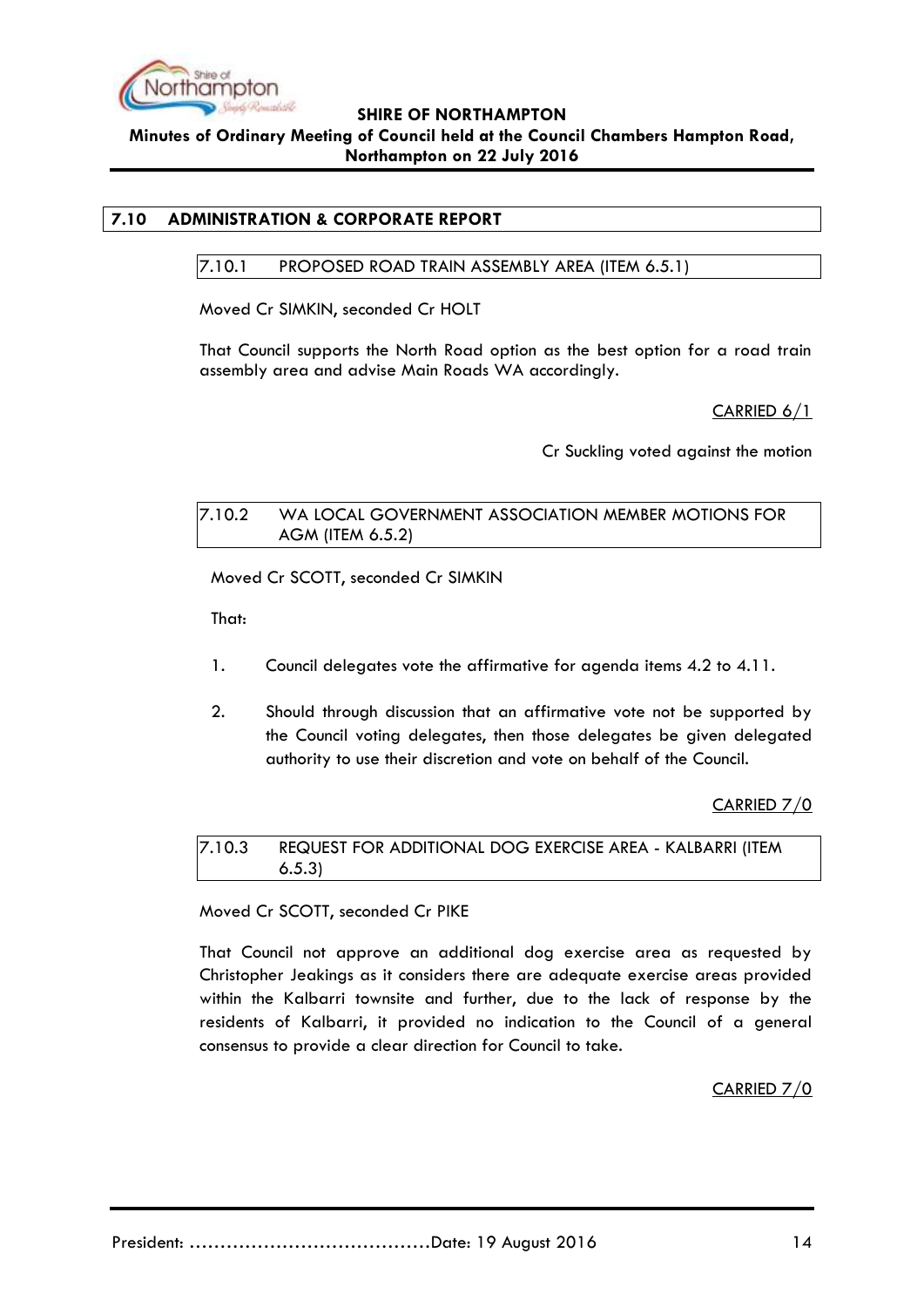## 7.10 ADMINISTRATION & CORPORATE REPORT

### 7.10.1 PROPOSED ROAD TRAIN ASSEMBLY AREA (ITEM 6.5.1)

Moved Cr SIMKIN, seconded Cr HOLT

That Council supports the North Road option as the best option for a road train assembly area and advise Main Roads WA accordingly.

CARRIED 6/1

Cr Suckling voted against the motion

### 7.10.2 WA LOCAL GOVERNMENT ASSOCIATION MEMBER MOTIONS FOR AGM (ITEM 6.5.2)

Moved Cr SCOTT, seconded Cr SIMKIN

That:

1. Council delegates vote the affirmative for agenda items 4.2 to 4.11.

2. Should through discussion that an affirmative vote not be supported by the Council voting delegates, then those delegates be given delegated authority to use their discretion and vote on behalf of the Council.

CARRIED 7/0

### 7.10.3 REQUEST FOR ADDITIONAL DOG EXERCISE AREA - KALBARRI (ITEM 6.5.3)

Moved Cr SCOTT, seconded Cr PIKE

That Council not approve an additional dog exercise area as requested by Christopher Jeakings as it considers there are adequate exercise areas provided within the Kalbarri townsite and further, due to the lack of response by the residents of Kalbarri, it provided no indication to the Council of a general consensus to provide a clear direction for Council to take.

CARRIED 7/0

President: ………………………………….Date: 19 August 2016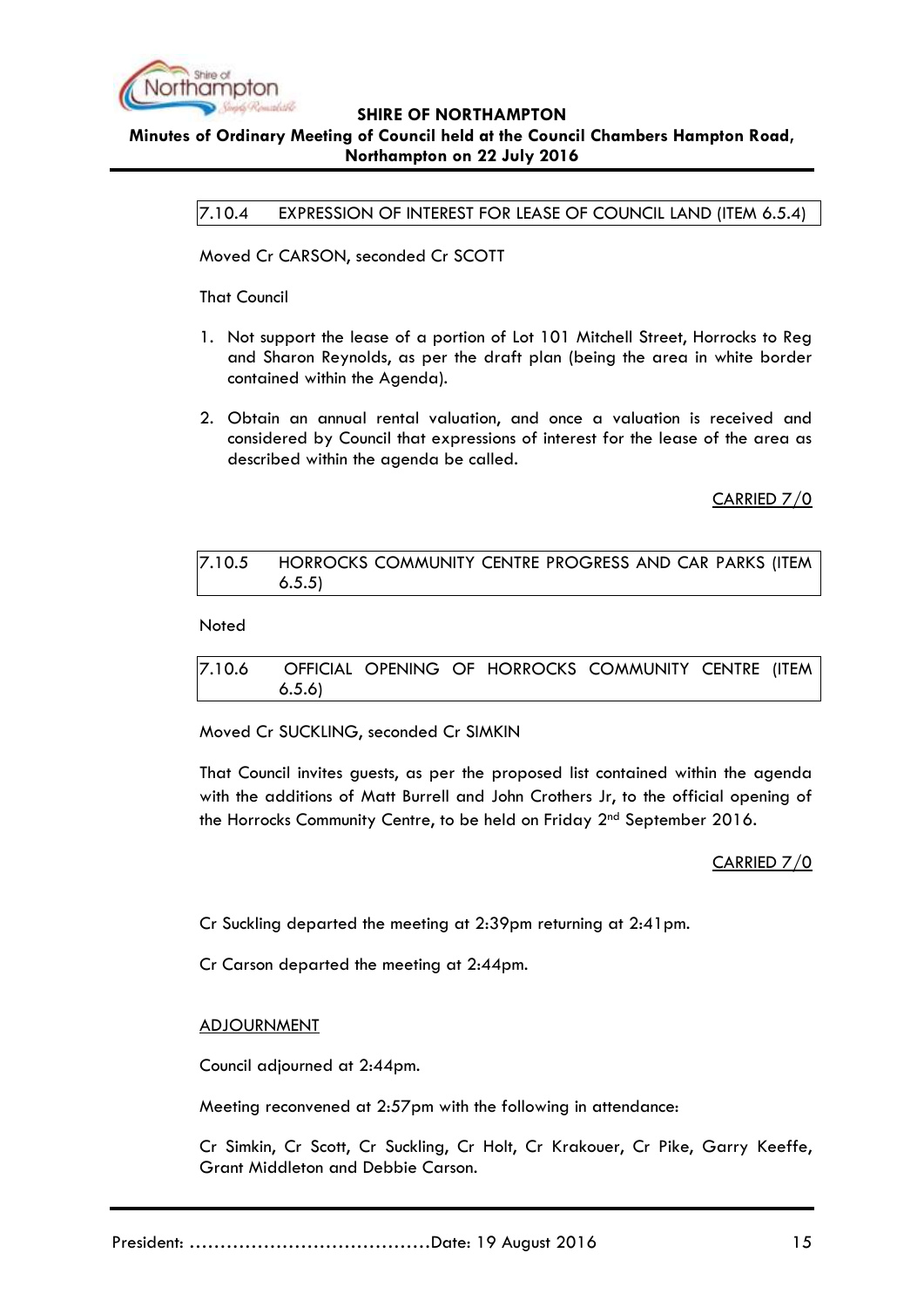### 7.10.4 EXPRESSION OF INTEREST FOR LEASE OF COUNCIL LAND (ITEM 6.5.4)

Moved Cr CARSON, seconded Cr SCOTT

That Council

1. Not support the lease of a portion of Lot 101 Mitchell Street, Horrocks to Reg and Sharon Reynolds, as per the draft plan (being the area in white border contained within the Agenda).

2. Obtain an annual rental valuation, and once a valuation is received and considered by Council that expressions of interest for the lease of the area as described within the agenda be called.

CARRIED 7/0

### 7.10.5 HORROCKS COMMUNITY CENTRE PROGRESS AND CAR PARKS (ITEM 6.5.5)

Noted

### 7.10.6 OFFICIAL OPENING OF HORROCKS COMMUNITY CENTRE (ITEM 6.5.6)

Moved Cr SUCKLING, seconded Cr SIMKIN

That Council invites guests, as per the proposed list contained within the agenda with the additions of Matt Burrell and John Crothers Jr, to the official opening of the Horrocks Community Centre, to be held on Friday 2nd September 2016.

CARRIED 7/0

Cr Suckling departed the meeting at 2:39pm returning at 2:41pm.

Cr Carson departed the meeting at 2:44pm.

ADJOURNMENT

Council adjourned at 2:44pm.

Meeting reconvened at 2:57pm with the following in attendance:

Cr Simkin, Cr Scott, Cr Suckling, Cr Holt, Cr Krakouer, Cr Pike, Garry Keeffe, Grant Middleton and Debbie Carson.

President: ......................................Date: 19 August 2016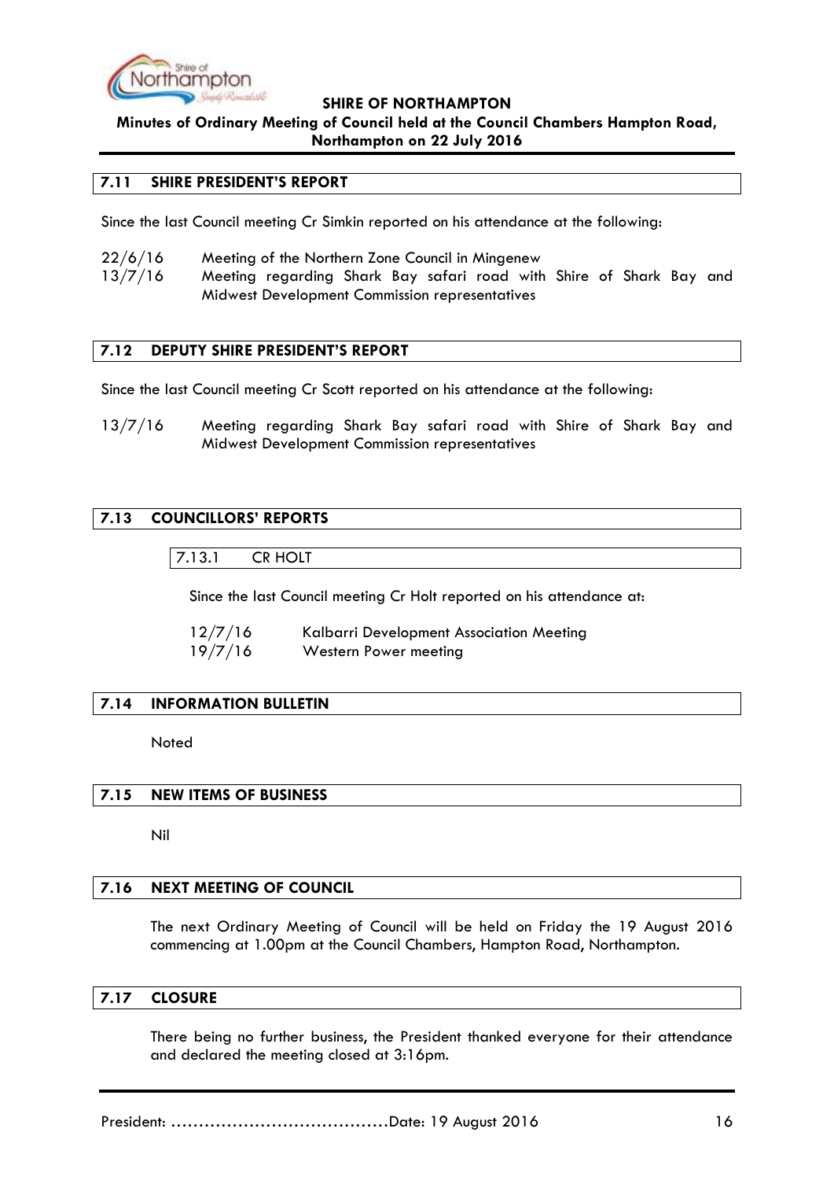## 7.11 SHIRE PRESIDENT'S REPORT

Since the last Council meeting Cr Simkin reported on his attendance at the following:

| | |
|---|---|
| 22/6/16 | Meeting of the Northern Zone Council in Mingenew |
| 13/7/16 | Meeting regarding Shark Bay safari road with Shire of Shark Bay and Midwest Development Commission representatives |

## 7.12 DEPUTY SHIRE PRESIDENT'S REPORT

Since the last Council meeting Cr Scott reported on his attendance at the following:

| | |
|---|---|
| 13/7/16 | Meeting regarding Shark Bay safari road with Shire of Shark Bay and Midwest Development Commission representatives |

## 7.13 COUNCILLORS' REPORTS

### 7.13.1 CR HOLT

Since the last Council meeting Cr Holt reported on his attendance at:

| | |
|---|---|
| 12/7/16 | Kalbarri Development Association Meeting |
| 19/7/16 | Western Power meeting |

## 7.14 INFORMATION BULLETIN

Noted

## 7.15 NEW ITEMS OF BUSINESS

Nil

## 7.16 NEXT MEETING OF COUNCIL

The next Ordinary Meeting of Council will be held on Friday the 19 August 2016 commencing at 1.00pm at the Council Chambers, Hampton Road, Northampton.

## 7.17 CLOSURE

There being no further business, the President thanked everyone for their attendance and declared the meeting closed at 3:16pm.

President: ……………………………………Date: 19 August 2016